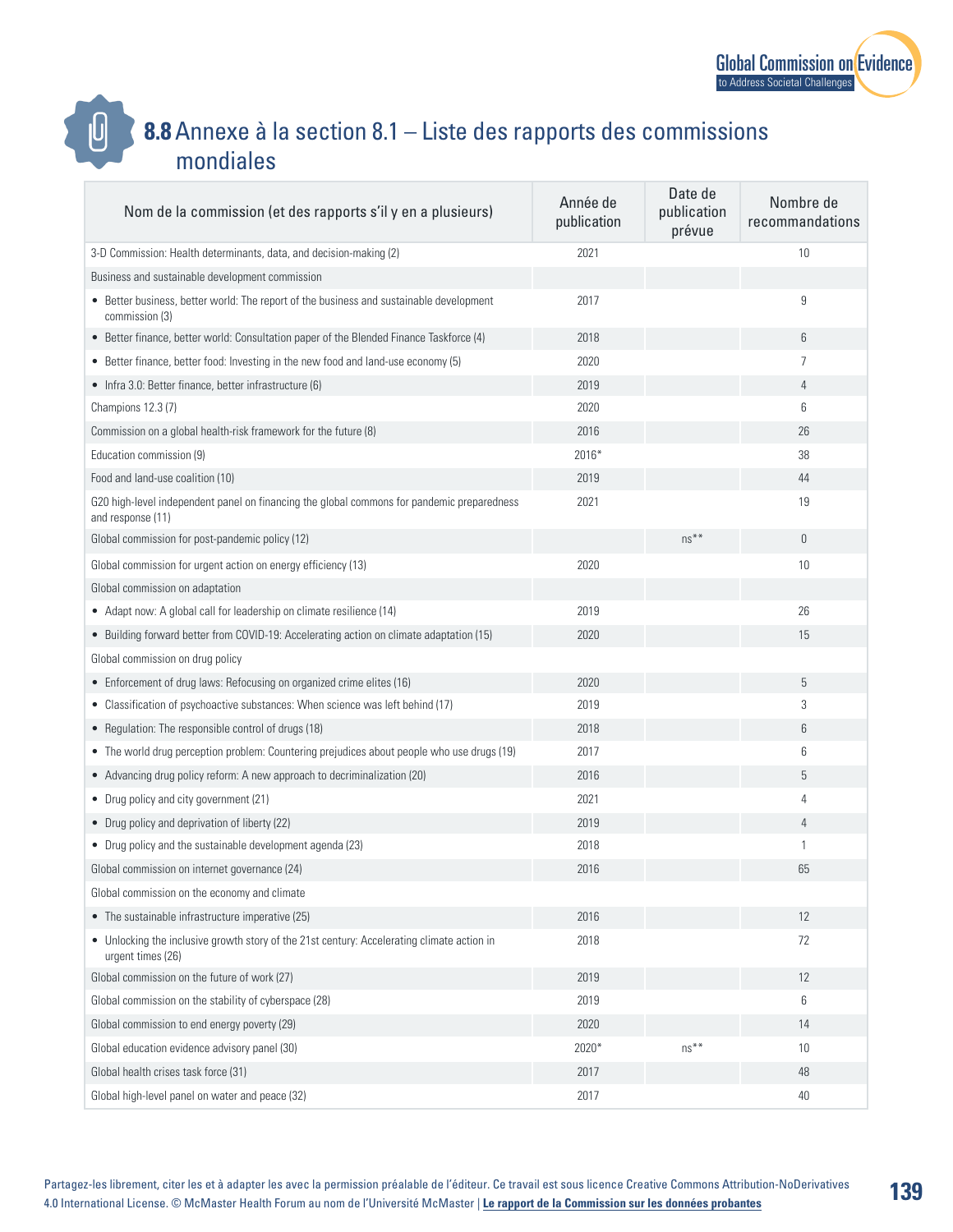# 8.8 Annexe à la section 8.1 – Liste des rapports des commissions mondiales

| Nom de la commission (et des rapports s'il y en a plusieurs) | Année de publication | Date de publication prévue | Nombre de recommandations |
|---|---|---|---|
| 3-D Commission: Health determinants, data, and decision-making (2) | 2021 | | 10 |
| Business and sustainable development commission | | | |
| • Better business, better world: The report of the business and sustainable development commission (3) | 2017 | | 9 |
| • Better finance, better world: Consultation paper of the Blended Finance Taskforce (4) | 2018 | | 6 |
| • Better finance, better food: Investing in the new food and land-use economy (5) | 2020 | | 7 |
| • Infra 3.0: Better finance, better infrastructure (6) | 2019 | | 4 |
| Champions 12.3 (7) | 2020 | | 6 |
| Commission on a global health-risk framework for the future (8) | 2016 | | 26 |
| Education commission (9) | 2016* | | 38 |
| Food and land-use coalition (10) | 2019 | | 44 |
| G20 high-level independent panel on financing the global commons for pandemic preparedness and response (11) | 2021 | | 19 |
| Global commission for post-pandemic policy (12) | | ns** | 0 |
| Global commission for urgent action on energy efficiency (13) | 2020 | | 10 |
| Global commission on adaptation | | | |
| • Adapt now: A global call for leadership on climate resilience (14) | 2019 | | 26 |
| • Building forward better from COVID-19: Accelerating action on climate adaptation (15) | 2020 | | 15 |
| Global commission on drug policy | | | |
| • Enforcement of drug laws: Refocusing on organized crime elites (16) | 2020 | | 5 |
| • Classification of psychoactive substances: When science was left behind (17) | 2019 | | 3 |
| • Regulation: The responsible control of drugs (18) | 2018 | | 6 |
| • The world drug perception problem: Countering prejudices about people who use drugs (19) | 2017 | | 6 |
| • Advancing drug policy reform: A new approach to decriminalization (20) | 2016 | | 5 |
| • Drug policy and city government (21) | 2021 | | 4 |
| • Drug policy and deprivation of liberty (22) | 2019 | | 4 |
| • Drug policy and the sustainable development agenda (23) | 2018 | | 1 |
| Global commission on internet governance (24) | 2016 | | 65 |
| Global commission on the economy and climate | | | |
| • The sustainable infrastructure imperative (25) | 2016 | | 12 |
| • Unlocking the inclusive growth story of the 21st century: Accelerating climate action in urgent times (26) | 2018 | | 72 |
| Global commission on the future of work (27) | 2019 | | 12 |
| Global commission on the stability of cyberspace (28) | 2019 | | 6 |
| Global commission to end energy poverty (29) | 2020 | | 14 |
| Global education evidence advisory panel (30) | 2020* | ns** | 10 |
| Global health crises task force (31) | 2017 | | 48 |
| Global high-level panel on water and peace (32) | 2017 | | 40 |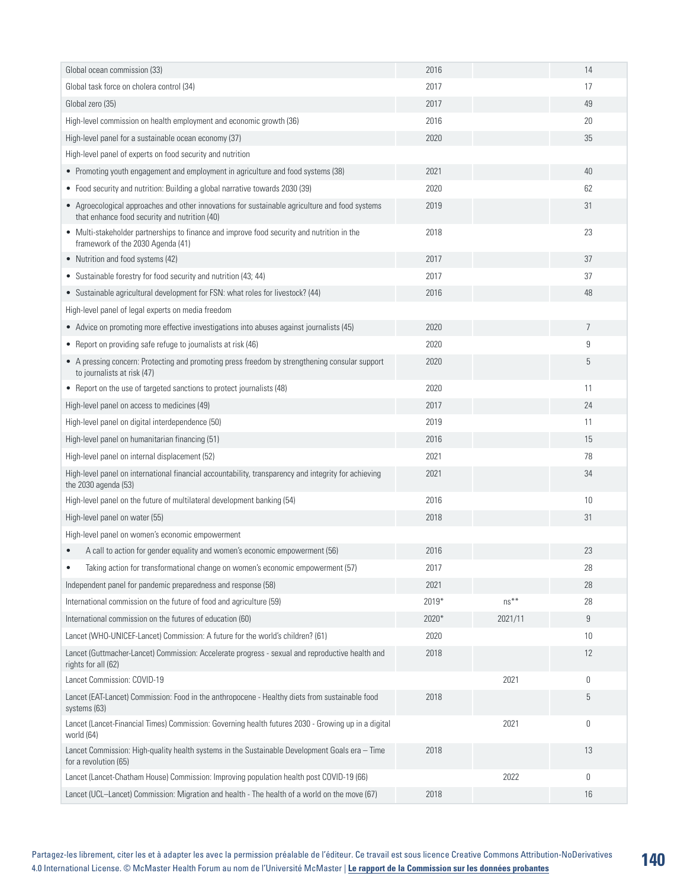| | | | |
|---|---|---|---|
| Global ocean commission (33) | 2016 | | 14 |
| Global task force on cholera control (34) | 2017 | | 17 |
| Global zero (35) | 2017 | | 49 |
| High-level commission on health employment and economic growth (36) | 2016 | | 20 |
| High-level panel for a sustainable ocean economy (37) | 2020 | | 35 |
| High-level panel of experts on food security and nutrition | | | |
| • Promoting youth engagement and employment in agriculture and food systems (38) | 2021 | | 40 |
| • Food security and nutrition: Building a global narrative towards 2030 (39) | 2020 | | 62 |
| • Agroecological approaches and other innovations for sustainable agriculture and food systems that enhance food security and nutrition (40) | 2019 | | 31 |
| • Multi-stakeholder partnerships to finance and improve food security and nutrition in the framework of the 2030 Agenda (41) | 2018 | | 23 |
| • Nutrition and food systems (42) | 2017 | | 37 |
| • Sustainable forestry for food security and nutrition (43; 44) | 2017 | | 37 |
| • Sustainable agricultural development for FSN: what roles for livestock? (44) | 2016 | | 48 |
| High-level panel of legal experts on media freedom | | | |
| • Advice on promoting more effective investigations into abuses against journalists (45) | 2020 | | 7 |
| • Report on providing safe refuge to journalists at risk (46) | 2020 | | 9 |
| • A pressing concern: Protecting and promoting press freedom by strengthening consular support to journalists at risk (47) | 2020 | | 5 |
| • Report on the use of targeted sanctions to protect journalists (48) | 2020 | | 11 |
| High-level panel on access to medicines (49) | 2017 | | 24 |
| High-level panel on digital interdependence (50) | 2019 | | 11 |
| High-level panel on humanitarian financing (51) | 2016 | | 15 |
| High-level panel on internal displacement (52) | 2021 | | 78 |
| High-level panel on international financial accountability, transparency and integrity for achieving the 2030 agenda (53) | 2021 | | 34 |
| High-level panel on the future of multilateral development banking (54) | 2016 | | 10 |
| High-level panel on water (55) | 2018 | | 31 |
| High-level panel on women's economic empowerment | | | |
| • A call to action for gender equality and women's economic empowerment (56) | 2016 | | 23 |
| • Taking action for transformational change on women's economic empowerment (57) | 2017 | | 28 |
| Independent panel for pandemic preparedness and response (58) | 2021 | | 28 |
| International commission on the future of food and agriculture (59) | 2019* | ns** | 28 |
| International commission on the futures of education (60) | 2020* | 2021/11 | 9 |
| Lancet (WHO-UNICEF-Lancet) Commission: A future for the world's children? (61) | 2020 | | 10 |
| Lancet (Guttmacher-Lancet) Commission: Accelerate progress - sexual and reproductive health and rights for all (62) | 2018 | | 12 |
| Lancet Commission: COVID-19 | | 2021 | 0 |
| Lancet (EAT-Lancet) Commission: Food in the anthropocene - Healthy diets from sustainable food systems (63) | 2018 | | 5 |
| Lancet (Lancet-Financial Times) Commission: Governing health futures 2030 - Growing up in a digital world (64) | | 2021 | 0 |
| Lancet Commission: High-quality health systems in the Sustainable Development Goals era – Time for a revolution (65) | 2018 | | 13 |
| Lancet (Lancet-Chatham House) Commission: Improving population health post COVID-19 (66) | | 2022 | 0 |
| Lancet (UCL–Lancet) Commission: Migration and health - The health of a world on the move (67) | 2018 | | 16 |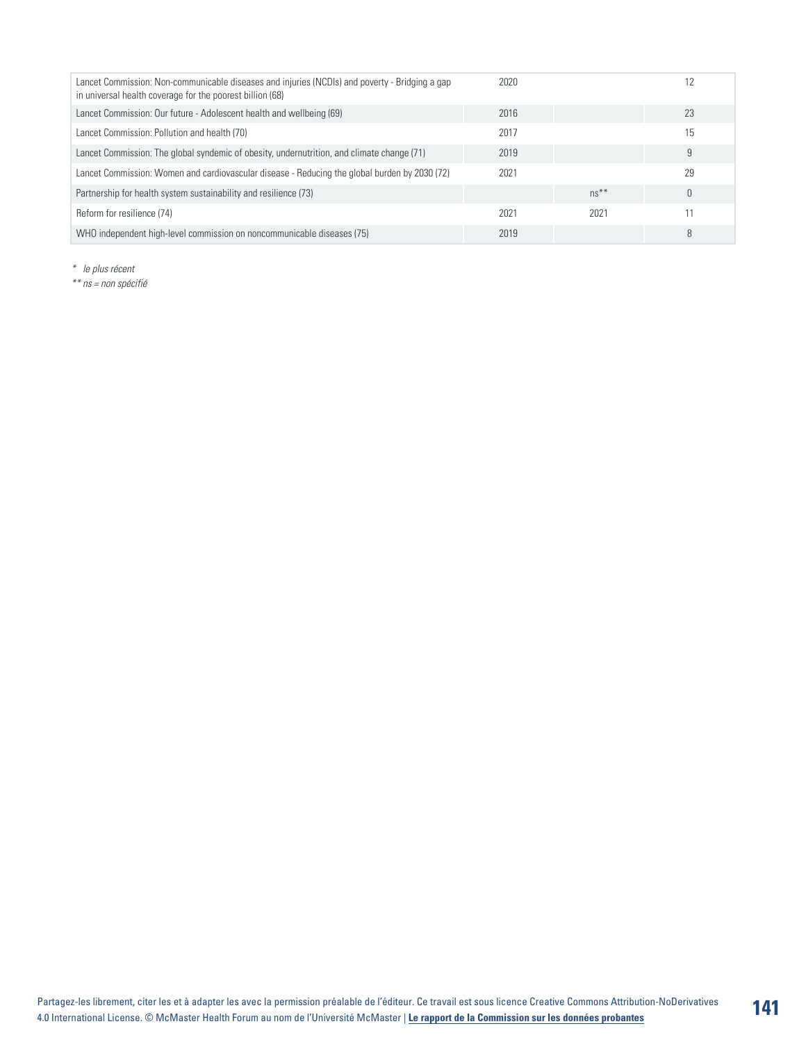| | | | |
|---|---|---|---|
| Lancet Commission: Non-communicable diseases and injuries (NCDIs) and poverty - Bridging a gap in universal health coverage for the poorest billion (68) | 2020 | | 12 |
| Lancet Commission: Our future - Adolescent health and wellbeing (69) | 2016 | | 23 |
| Lancet Commission: Pollution and health (70) | 2017 | | 15 |
| Lancet Commission: The global syndemic of obesity, undernutrition, and climate change (71) | 2019 | | 9 |
| Lancet Commission: Women and cardiovascular disease - Reducing the global burden by 2030 (72) | 2021 | | 29 |
| Partnership for health system sustainability and resilience (73) | | ns** | 0 |
| Reform for resilience (74) | 2021 | 2021 | 11 |
| WHO independent high-level commission on noncommunicable diseases (75) | 2019 | | 8 |

*\* le plus récent*

*\*\* ns = non spécifié*